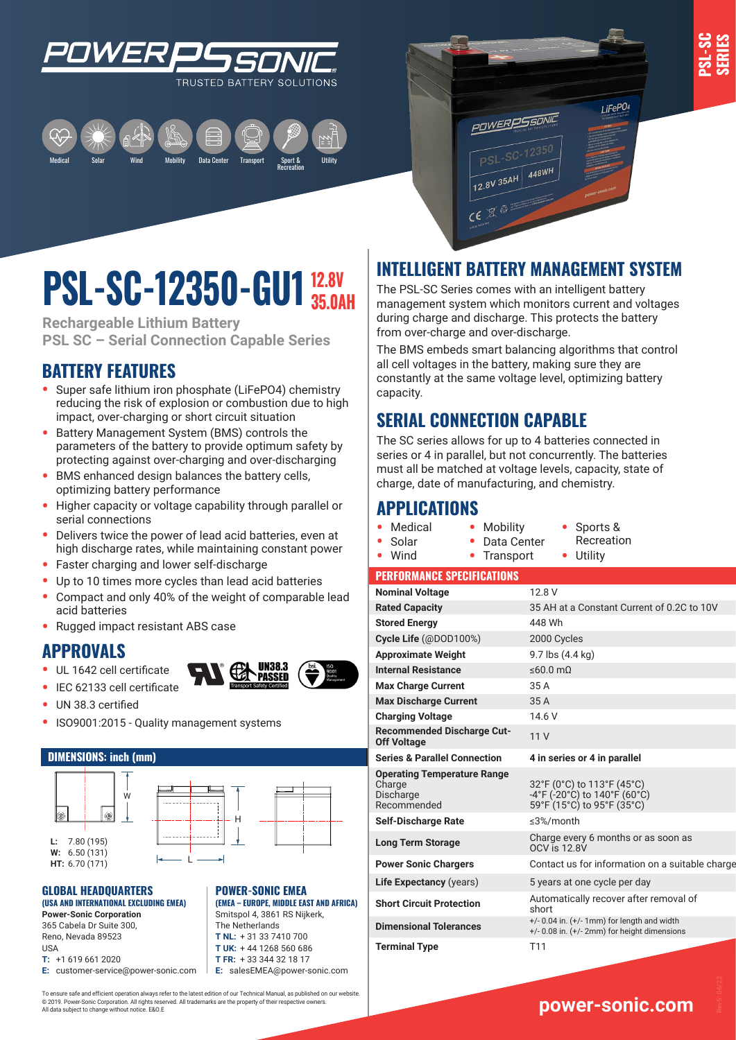# PSL-SC-12350-GU1 12.8V 35.0AH

**Rechargeable Lithium Battery**
**PSL SC – Serial Connection Capable Series**

POWER-SONIC TRUSTED BATTERY SOLUTIONS

Medical · Solar · Wind · Mobility · Data Center · Transport · Sport & Recreation · Utility

## BATTERY FEATURES

- Super safe lithium iron phosphate (LiFePO4) chemistry reducing the risk of explosion or combustion due to high impact, over-charging or short circuit situation
- Battery Management System (BMS) controls the parameters of the battery to provide optimum safety by protecting against over-charging and over-discharging
- BMS enhanced design balances the battery cells, optimizing battery performance
- Higher capacity or voltage capability through parallel or serial connections
- Delivers twice the power of lead acid batteries, even at high discharge rates, while maintaining constant power
- Faster charging and lower self-discharge
- Up to 10 times more cycles than lead acid batteries
- Compact and only 40% of the weight of comparable lead acid batteries
- Rugged impact resistant ABS case

## APPROVALS

- UL 1642 cell certificate
- IEC 62133 cell certificate
- UN 38.3 certified
- ISO9001:2015 - Quality management systems

## DIMENSIONS: inch (mm)

**L:** 7.80 (195)
**W:** 6.50 (131)
**HT:** 6.70 (171)

## INTELLIGENT BATTERY MANAGEMENT SYSTEM

The PSL-SC Series comes with an intelligent battery management system which monitors current and voltages during charge and discharge. This protects the battery from over-charge and over-discharge.

The BMS embeds smart balancing algorithms that control all cell voltages in the battery, making sure they are constantly at the same voltage level, optimizing battery capacity.

## SERIAL CONNECTION CAPABLE

The SC series allows for up to 4 batteries connected in series or 4 in parallel, but not concurrently. The batteries must all be matched at voltage levels, capacity, state of charge, date of manufacturing, and chemistry.

## APPLICATIONS

- Medical
- Solar
- Wind
- Mobility
- Data Center
- Transport
- Sports & Recreation
- Utility

## PERFORMANCE SPECIFICATIONS

| | |
|---|---|
| **Nominal Voltage** | 12.8 V |
| **Rated Capacity** | 35 AH at a Constant Current of 0.2C to 10V |
| **Stored Energy** | 448 Wh |
| **Cycle Life** (@DOD100%) | 2000 Cycles |
| **Approximate Weight** | 9.7 lbs (4.4 kg) |
| **Internal Resistance** | ≤60.0 mΩ |
| **Max Charge Current** | 35 A |
| **Max Discharge Current** | 35 A |
| **Charging Voltage** | 14.6 V |
| **Recommended Discharge Cut-Off Voltage** | 11 V |
| **Series & Parallel Connection** | **4 in series or 4 in parallel** |
| **Operating Temperature Range** Charge / Discharge / Recommended | 32°F (0°C) to 113°F (45°C) / -4°F (-20°C) to 140°F (60°C) / 59°F (15°C) to 95°F (35°C) |
| **Self-Discharge Rate** | ≤3%/month |
| **Long Term Storage** | Charge every 6 months or as soon as OCV is 12.8V |
| **Power Sonic Chargers** | Contact us for information on a suitable charger |
| **Life Expectancy** (years) | 5 years at one cycle per day |
| **Short Circuit Protection** | Automatically recover after removal of short |
| **Dimensional Tolerances** | +/- 0.04 in. (+/- 1mm) for length and width<br>+/- 0.08 in. (+/- 2mm) for height dimensions |
| **Terminal Type** | T11 |

### GLOBAL HEADQUARTERS
**(USA AND INTERNATIONAL EXCLUDING EMEA)**
**Power-Sonic Corporation**
365 Cabela Dr Suite 300,
Reno, Nevada 89523
USA
**T:** +1 619 661 2020
**E:** customer-service@power-sonic.com

### POWER-SONIC EMEA
**(EMEA – EUROPE, MIDDLE EAST AND AFRICA)**
Smitspol 4, 3861 RS Nijkerk,
The Netherlands
**T NL:** + 31 33 7410 700
**T UK:** + 44 1268 560 686
**T FR:** + 33 344 32 18 17
**E:** salesEMEA@power-sonic.com

To ensure safe and efficient operation always refer to the latest edition of our Technical Manual, as published on our website.
© 2019. Power-Sonic Corporation. All rights reserved. All trademarks are the property of their respective owners.
All data subject to change without notice. E&O.E

**power-sonic.com**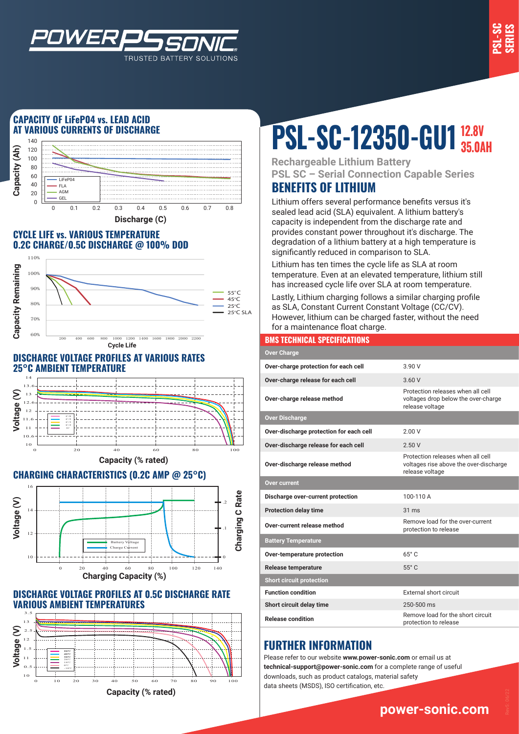# PSL-SC-12350-GU1 12.8V 35.0AH

**Rechargeable Lithium Battery**

**PSL SC – Serial Connection Capable Series**

PSL-SC SERIES

## CAPACITY OF LiFePO4 vs. LEAD ACID AT VARIOUS CURRENTS OF DISCHARGE

Capacity (Ah)
140
120
100
80
60
40
20
0
Discharge (C)
0 0.1 0.2 0.3 0.4 0.5 0.6 0.7 0.8
LiFeP04
FLA
AGM
GEL

## CYCLE LIFE vs. VARIOUS TEMPERATURE 0.2C CHARGE/0.5C DISCHARGE @ 100% DOD

Capacity Remaining
110%
100%
90%
80%
70%
60%
Cycle Life
200 400 600 800 1000 1200 1400 1600 1800 2000 2200
55°C
45°C
25°C
25°C SLA

## DISCHARGE VOLTAGE PROFILES AT VARIOUS RATES 25°C AMBIENT TEMPERATURE

Voltage (V)
14
13.6
13
12.6
12
11.6
11
10.6
10
Capacity (% rated)
0 20 40 60 80 100
C/8
C/5
C/3
C/2
1C

## CHARGING CHARACTERISTICS (0.2C AMP @ 25°C)

Voltage (V)
16
14
12
10
Charging Capacity (%)
0 20 40 60 80 100 120 140
Charging C Rate
.2
.1
0
Battery Voltage
Charge Current

## DISCHARGE VOLTAGE PROFILES AT 0.5C DISCHARGE RATE VARIOUS AMBIENT TEMPERATURES

Voltage (V)
3.5
13
2.5
12
1.5
11
0.5
10
Capacity (% rated)
0 10 20 30 40 50 60 70 80 90 100
60°C
40°C
30°C
20°C
10°C
0°C
-10°C

## BENEFITS OF LITHIUM

Lithium offers several performance benefits versus it's sealed lead acid (SLA) equivalent. A lithium battery's capacity is independent from the discharge rate and provides constant power throughout it's discharge. The degradation of a lithium battery at a high temperature is significantly reduced in comparison to SLA.

Lithium has ten times the cycle life as SLA at room temperature. Even at an elevated temperature, lithium still has increased cycle life over SLA at room temperature.

Lastly, Lithium charging follows a similar charging profile as SLA, Constant Current Constant Voltage (CC/CV). However, lithium can be charged faster, without the need for a maintenance float charge.

## BMS TECHNICAL SPECIFICATIONS

| | |
|---|---|
| **Over Charge** | |
| Over-charge protection for each cell | 3.90 V |
| Over-charge release for each cell | 3.60 V |
| Over-charge release method | Protection releases when all cell voltages drop below the over-charge release voltage |
| **Over Discharge** | |
| Over-discharge protection for each cell | 2.00 V |
| Over-discharge release for each cell | 2.50 V |
| Over-discharge release method | Protection releases when all cell voltages rise above the over-discharge release voltage |
| **Over current** | |
| Discharge over-current protection | 100-110 A |
| Protection delay time | 31 ms |
| Over-current release method | Remove load for the over-current protection to release |
| **Battery Temperature** | |
| Over-temperature protection | 65° C |
| Release temperature | 55° C |
| **Short circuit protection** | |
| Function condition | External short circuit |
| Short circuit delay time | 250-500 ms |
| Release condition | Remove load for the short circuit protection to release |

## FURTHER INFORMATION

Please refer to our website **www.power-sonic.com** or email us at **technical-support@power-sonic.com** for a complete range of useful downloads, such as product catalogs, material safety data sheets (MSDS), ISO certification, etc.

**power-sonic.com**